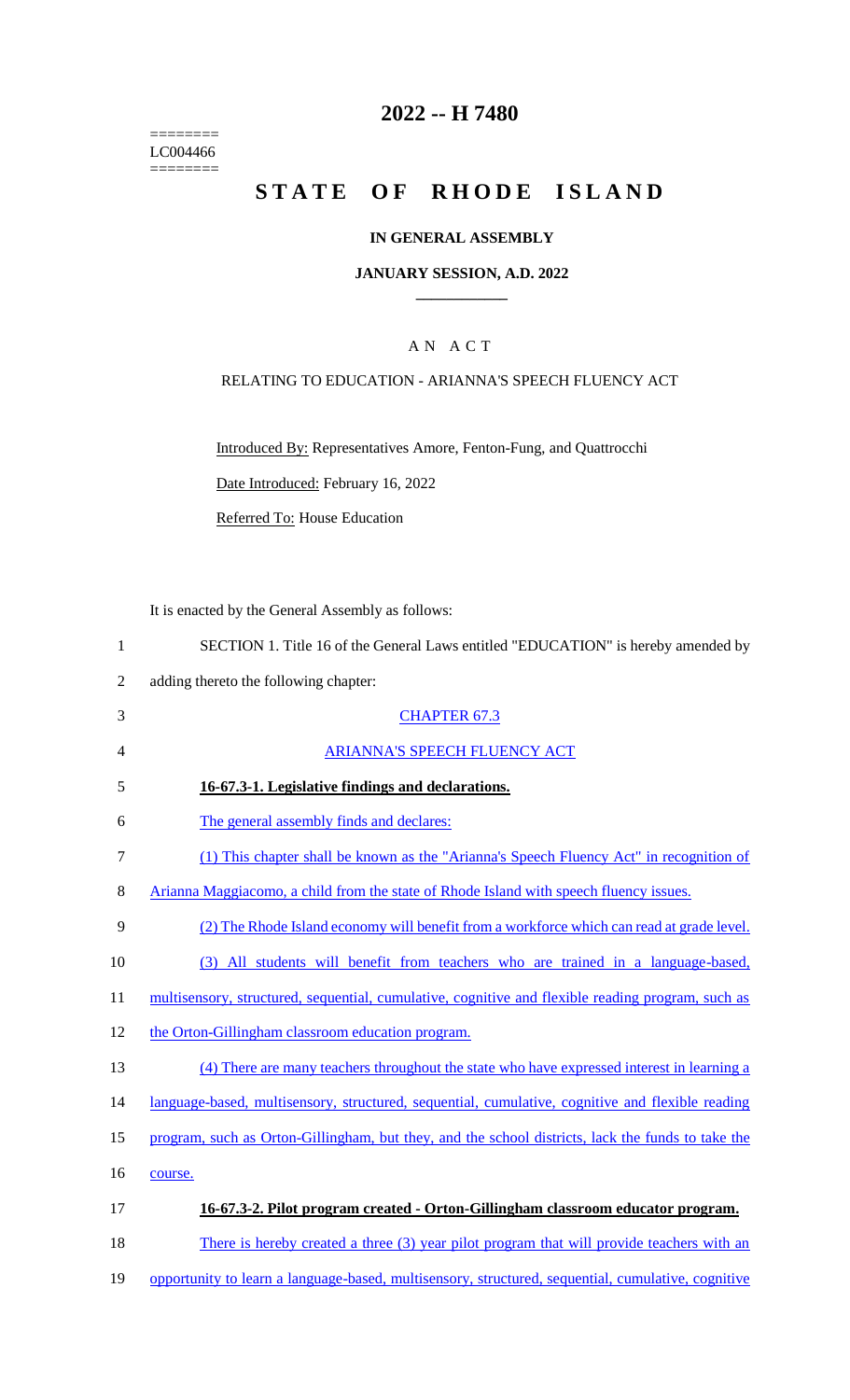========
LC004466
========

# 2022 -- H 7480

# STATE OF RHODE ISLAND

## IN GENERAL ASSEMBLY

### JANUARY SESSION, A.D. 2022

A N A C T

RELATING TO EDUCATION - ARIANNA'S SPEECH FLUENCY ACT

Introduced By: Representatives Amore, Fenton-Fung, and Quattrocchi

Date Introduced: February 16, 2022

Referred To: House Education

It is enacted by the General Assembly as follows:

1 SECTION 1. Title 16 of the General Laws entitled "EDUCATION" is hereby amended by
2 adding thereto the following chapter:

3 CHAPTER 67.3

4 ARIANNA'S SPEECH FLUENCY ACT

5 **16-67.3-1. Legislative findings and declarations.**

6 The general assembly finds and declares:

7 (1) This chapter shall be known as the "Arianna's Speech Fluency Act" in recognition of
8 Arianna Maggiacomo, a child from the state of Rhode Island with speech fluency issues.

9 (2) The Rhode Island economy will benefit from a workforce which can read at grade level.

10 (3) All students will benefit from teachers who are trained in a language-based,
11 multisensory, structured, sequential, cumulative, cognitive and flexible reading program, such as
12 the Orton-Gillingham classroom education program.

13 (4) There are many teachers throughout the state who have expressed interest in learning a
14 language-based, multisensory, structured, sequential, cumulative, cognitive and flexible reading
15 program, such as Orton-Gillingham, but they, and the school districts, lack the funds to take the
16 course.

17 **16-67.3-2. Pilot program created - Orton-Gillingham classroom educator program.**

18 There is hereby created a three (3) year pilot program that will provide teachers with an
19 opportunity to learn a language-based, multisensory, structured, sequential, cumulative, cognitive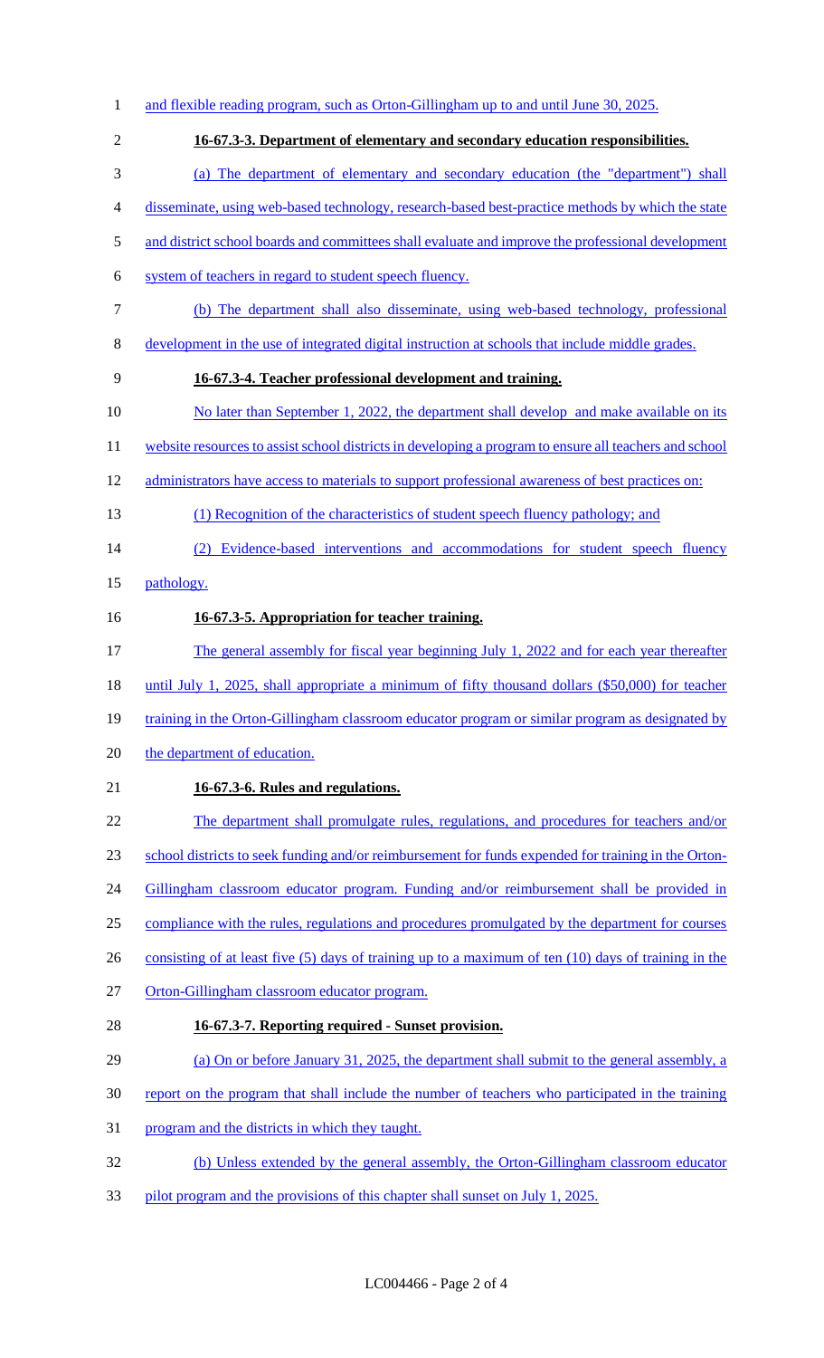and flexible reading program, such as Orton-Gillingham up to and until June 30, 2025.

**16-67.3-3. Department of elementary and secondary education responsibilities.**

(a) The department of elementary and secondary education (the "department") shall disseminate, using web-based technology, research-based best-practice methods by which the state and district school boards and committees shall evaluate and improve the professional development system of teachers in regard to student speech fluency.

(b) The department shall also disseminate, using web-based technology, professional development in the use of integrated digital instruction at schools that include middle grades.

**16-67.3-4. Teacher professional development and training.**

No later than September 1, 2022, the department shall develop and make available on its website resources to assist school districts in developing a program to ensure all teachers and school administrators have access to materials to support professional awareness of best practices on:

(1) Recognition of the characteristics of student speech fluency pathology; and

(2) Evidence-based interventions and accommodations for student speech fluency pathology.

**16-67.3-5. Appropriation for teacher training.**

The general assembly for fiscal year beginning July 1, 2022 and for each year thereafter until July 1, 2025, shall appropriate a minimum of fifty thousand dollars ($50,000) for teacher training in the Orton-Gillingham classroom educator program or similar program as designated by the department of education.

**16-67.3-6. Rules and regulations.**

The department shall promulgate rules, regulations, and procedures for teachers and/or school districts to seek funding and/or reimbursement for funds expended for training in the Orton-Gillingham classroom educator program. Funding and/or reimbursement shall be provided in compliance with the rules, regulations and procedures promulgated by the department for courses consisting of at least five (5) days of training up to a maximum of ten (10) days of training in the Orton-Gillingham classroom educator program.

**16-67.3-7. Reporting required - Sunset provision.**

(a) On or before January 31, 2025, the department shall submit to the general assembly, a report on the program that shall include the number of teachers who participated in the training program and the districts in which they taught.

(b) Unless extended by the general assembly, the Orton-Gillingham classroom educator pilot program and the provisions of this chapter shall sunset on July 1, 2025.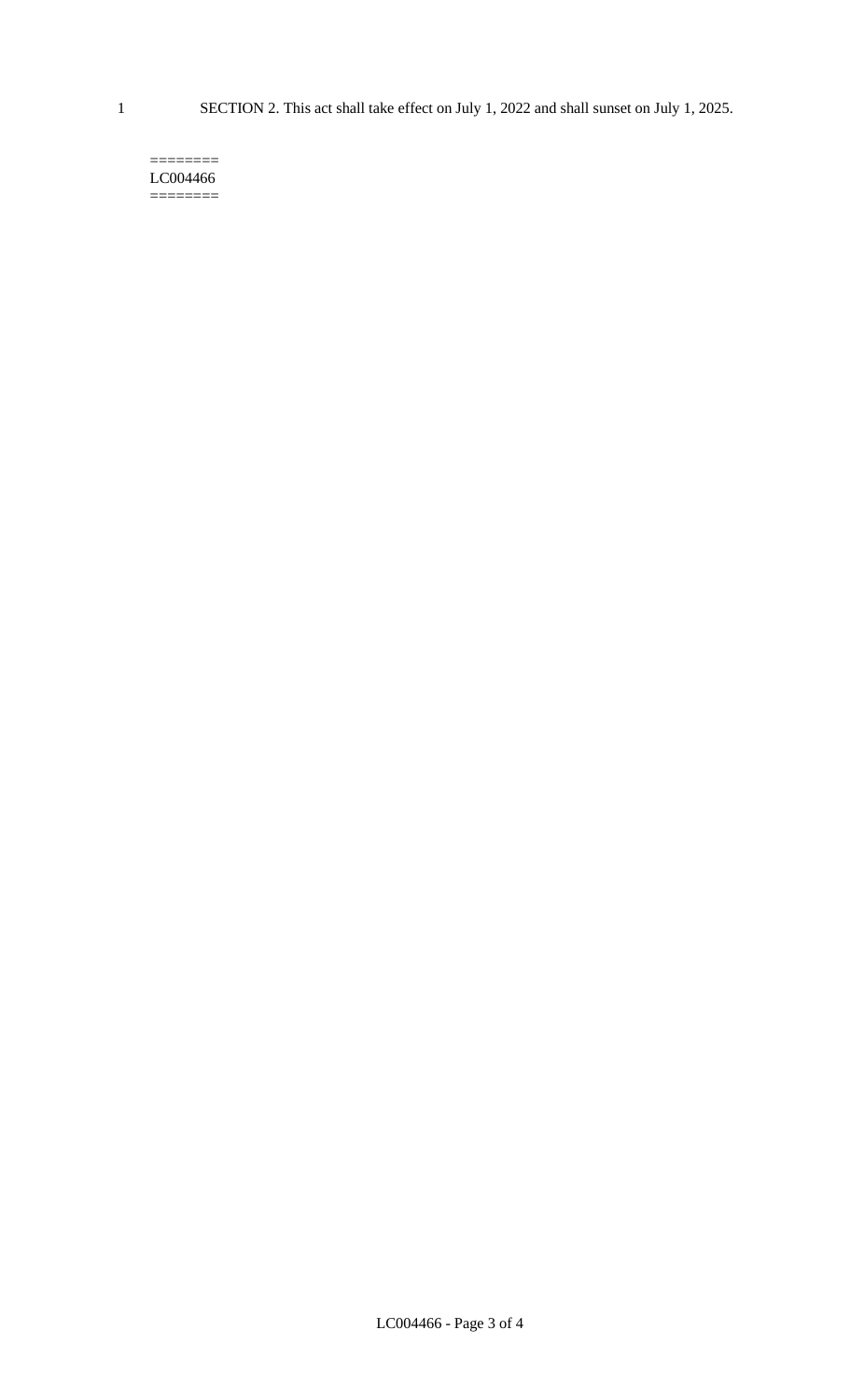SECTION 2. This act shall take effect on July 1, 2022 and shall sunset on July 1, 2025.

========
LC004466
========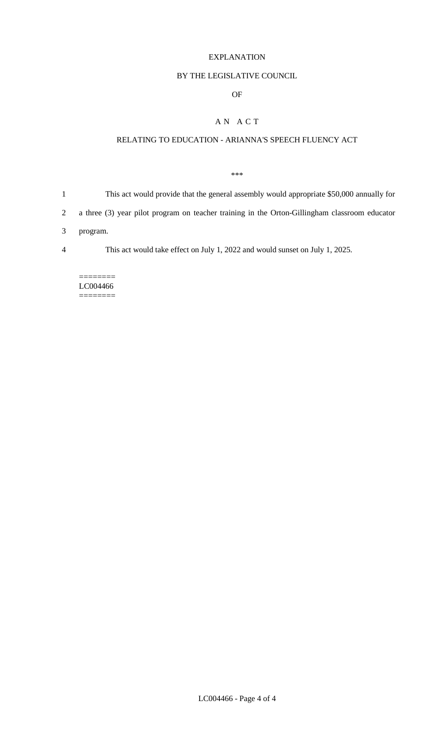EXPLANATION

BY THE LEGISLATIVE COUNCIL

OF

A N A C T

RELATING TO EDUCATION - ARIANNA'S SPEECH FLUENCY ACT

\*\*\*

This act would provide that the general assembly would appropriate $50,000 annually for a three (3) year pilot program on teacher training in the Orton-Gillingham classroom educator program.

This act would take effect on July 1, 2022 and would sunset on July 1, 2025.

========
LC004466
========